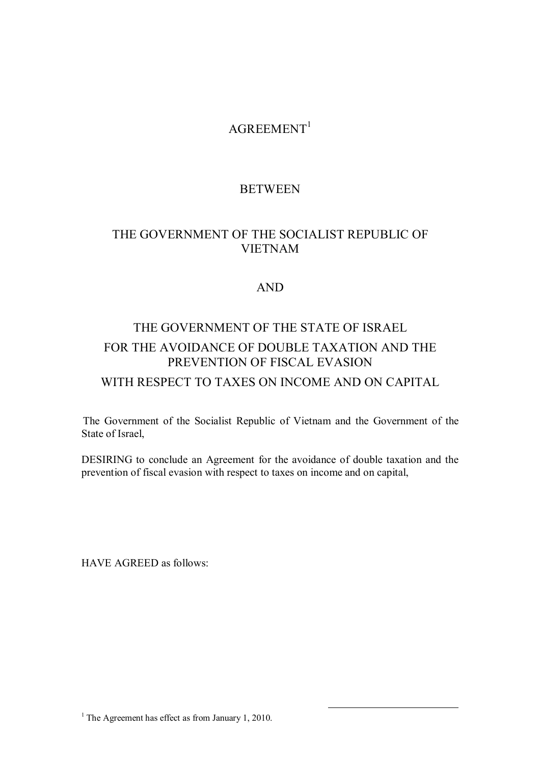# AGREEMENT[1]

## BETWEEN

## THE GOVERNMENT OF THE SOCIALIST REPUBLIC OF VIETNAM

## AND

## THE GOVERNMENT OF THE STATE OF ISRAEL FOR THE AVOIDANCE OF DOUBLE TAXATION AND THE PREVENTION OF FISCAL EVASION WITH RESPECT TO TAXES ON INCOME AND ON CAPITAL

The Government of the Socialist Republic of Vietnam and the Government of the State of Israel,

DESIRING to conclude an Agreement for the avoidance of double taxation and the prevention of fiscal evasion with respect to taxes on income and on capital,

HAVE AGREED as follows:

---

[1] The Agreement has effect as from January 1, 2010.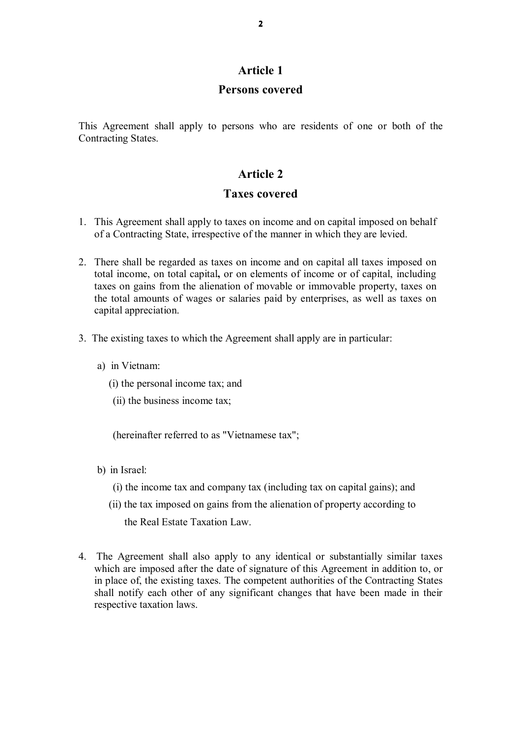## Article 1

## Persons covered

This Agreement shall apply to persons who are residents of one or both of the Contracting States.

## Article 2

## Taxes covered

1. This Agreement shall apply to taxes on income and on capital imposed on behalf of a Contracting State, irrespective of the manner in which they are levied.

2. There shall be regarded as taxes on income and on capital all taxes imposed on total income, on total capital**,** or on elements of income or of capital, including taxes on gains from the alienation of movable or immovable property, taxes on the total amounts of wages or salaries paid by enterprises, as well as taxes on capital appreciation.

3. The existing taxes to which the Agreement shall apply are in particular:

   a) in Vietnam:

      (i) the personal income tax; and

      (ii) the business income tax;

      (hereinafter referred to as "Vietnamese tax";

   b) in Israel:

      (i) the income tax and company tax (including tax on capital gains); and

      (ii) the tax imposed on gains from the alienation of property according to the Real Estate Taxation Law.

4. The Agreement shall also apply to any identical or substantially similar taxes which are imposed after the date of signature of this Agreement in addition to, or in place of, the existing taxes. The competent authorities of the Contracting States shall notify each other of any significant changes that have been made in their respective taxation laws.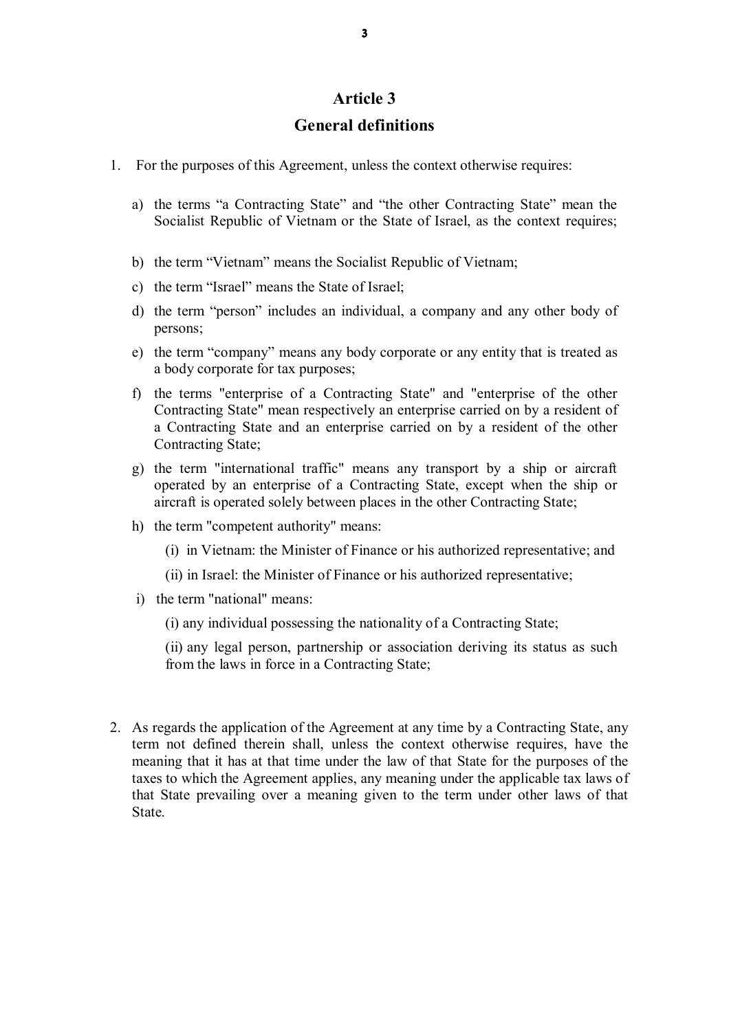# Article 3

## General definitions

1. For the purposes of this Agreement, unless the context otherwise requires:

   a) the terms "a Contracting State" and "the other Contracting State" mean the Socialist Republic of Vietnam or the State of Israel, as the context requires;

   b) the term "Vietnam" means the Socialist Republic of Vietnam;

   c) the term "Israel" means the State of Israel;

   d) the term "person" includes an individual, a company and any other body of persons;

   e) the term "company" means any body corporate or any entity that is treated as a body corporate for tax purposes;

   f) the terms "enterprise of a Contracting State" and "enterprise of the other Contracting State" mean respectively an enterprise carried on by a resident of a Contracting State and an enterprise carried on by a resident of the other Contracting State;

   g) the term "international traffic" means any transport by a ship or aircraft operated by an enterprise of a Contracting State, except when the ship or aircraft is operated solely between places in the other Contracting State;

   h) the term "competent authority" means:

      (i) in Vietnam: the Minister of Finance or his authorized representative; and

      (ii) in Israel: the Minister of Finance or his authorized representative;

   i) the term "national" means:

      (i) any individual possessing the nationality of a Contracting State;

      (ii) any legal person, partnership or association deriving its status as such from the laws in force in a Contracting State;

2. As regards the application of the Agreement at any time by a Contracting State, any term not defined therein shall, unless the context otherwise requires, have the meaning that it has at that time under the law of that State for the purposes of the taxes to which the Agreement applies, any meaning under the applicable tax laws of that State prevailing over a meaning given to the term under other laws of that State.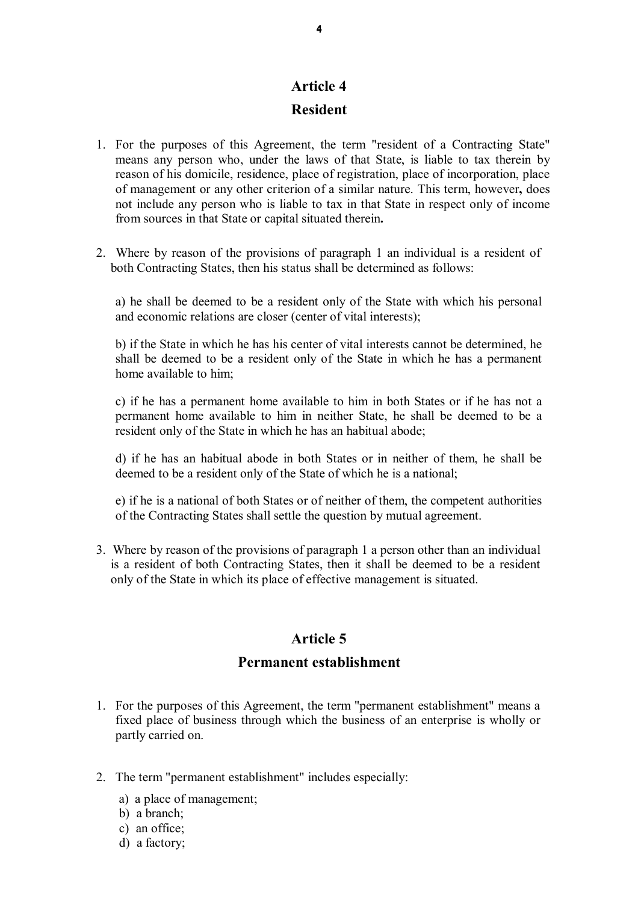## Article 4

## Resident

1. For the purposes of this Agreement, the term "resident of a Contracting State" means any person who, under the laws of that State, is liable to tax therein by reason of his domicile, residence, place of registration, place of incorporation, place of management or any other criterion of a similar nature. This term, however, does not include any person who is liable to tax in that State in respect only of income from sources in that State or capital situated therein.

2. Where by reason of the provisions of paragraph 1 an individual is a resident of both Contracting States, then his status shall be determined as follows:

   a) he shall be deemed to be a resident only of the State with which his personal and economic relations are closer (center of vital interests);

   b) if the State in which he has his center of vital interests cannot be determined, he shall be deemed to be a resident only of the State in which he has a permanent home available to him;

   c) if he has a permanent home available to him in both States or if he has not a permanent home available to him in neither State, he shall be deemed to be a resident only of the State in which he has an habitual abode;

   d) if he has an habitual abode in both States or in neither of them, he shall be deemed to be a resident only of the State of which he is a national;

   e) if he is a national of both States or of neither of them, the competent authorities of the Contracting States shall settle the question by mutual agreement.

3. Where by reason of the provisions of paragraph 1 a person other than an individual is a resident of both Contracting States, then it shall be deemed to be a resident only of the State in which its place of effective management is situated.

## Article 5

## Permanent establishment

1. For the purposes of this Agreement, the term "permanent establishment" means a fixed place of business through which the business of an enterprise is wholly or partly carried on.

2. The term "permanent establishment" includes especially:

   a) a place of management;
   b) a branch;
   c) an office;
   d) a factory;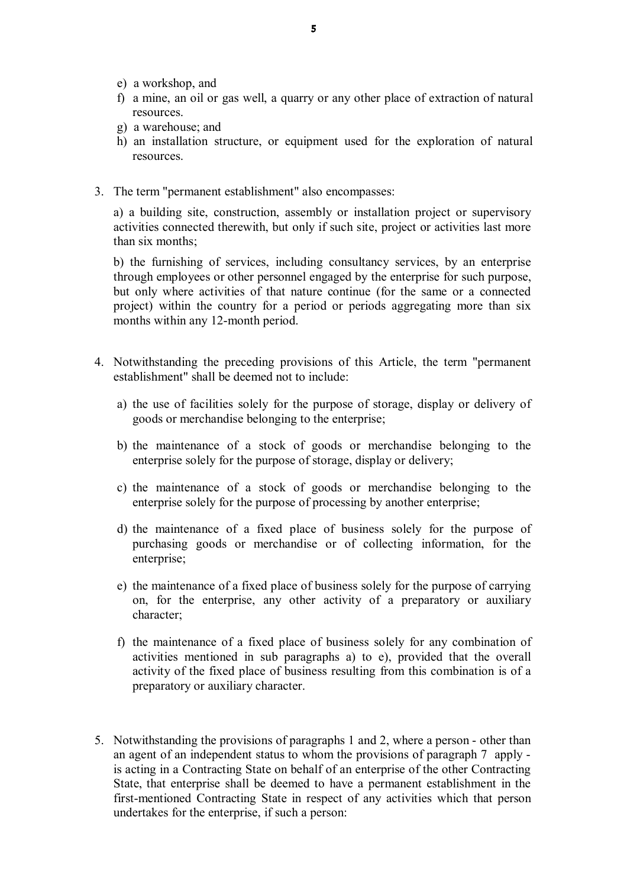e) a workshop, and
f) a mine, an oil or gas well, a quarry or any other place of extraction of natural resources.
g) a warehouse; and
h) an installation structure, or equipment used for the exploration of natural resources.

3. The term "permanent establishment" also encompasses:

   a) a building site, construction, assembly or installation project or supervisory activities connected therewith, but only if such site, project or activities last more than six months;

   b) the furnishing of services, including consultancy services, by an enterprise through employees or other personnel engaged by the enterprise for such purpose, but only where activities of that nature continue (for the same or a connected project) within the country for a period or periods aggregating more than six months within any 12-month period.

4. Notwithstanding the preceding provisions of this Article, the term "permanent establishment" shall be deemed not to include:

   a) the use of facilities solely for the purpose of storage, display or delivery of goods or merchandise belonging to the enterprise;

   b) the maintenance of a stock of goods or merchandise belonging to the enterprise solely for the purpose of storage, display or delivery;

   c) the maintenance of a stock of goods or merchandise belonging to the enterprise solely for the purpose of processing by another enterprise;

   d) the maintenance of a fixed place of business solely for the purpose of purchasing goods or merchandise or of collecting information, for the enterprise;

   e) the maintenance of a fixed place of business solely for the purpose of carrying on, for the enterprise, any other activity of a preparatory or auxiliary character;

   f) the maintenance of a fixed place of business solely for any combination of activities mentioned in sub paragraphs a) to e), provided that the overall activity of the fixed place of business resulting from this combination is of a preparatory or auxiliary character.

5. Notwithstanding the provisions of paragraphs 1 and 2, where a person - other than an agent of an independent status to whom the provisions of paragraph 7 apply - is acting in a Contracting State on behalf of an enterprise of the other Contracting State, that enterprise shall be deemed to have a permanent establishment in the first-mentioned Contracting State in respect of any activities which that person undertakes for the enterprise, if such a person: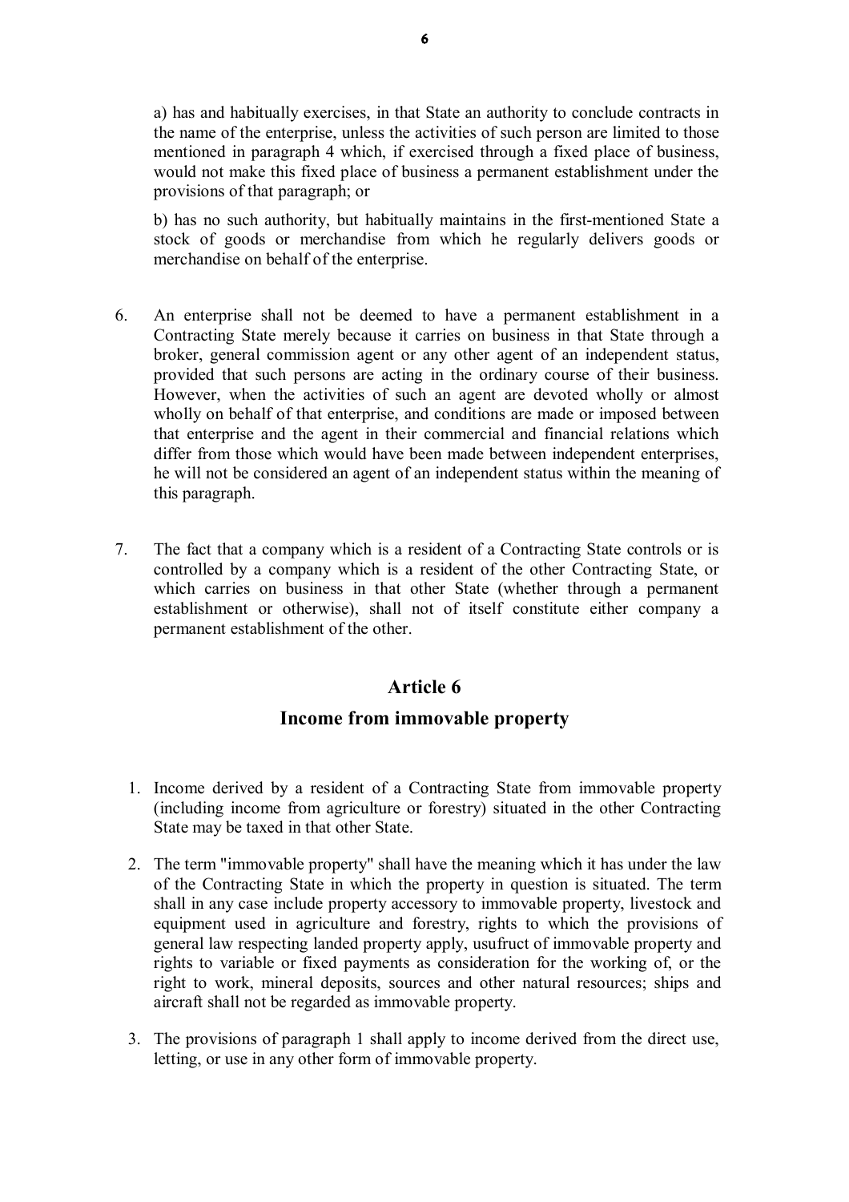a) has and habitually exercises, in that State an authority to conclude contracts in the name of the enterprise, unless the activities of such person are limited to those mentioned in paragraph 4 which, if exercised through a fixed place of business, would not make this fixed place of business a permanent establishment under the provisions of that paragraph; or

b) has no such authority, but habitually maintains in the first-mentioned State a stock of goods or merchandise from which he regularly delivers goods or merchandise on behalf of the enterprise.

6. An enterprise shall not be deemed to have a permanent establishment in a Contracting State merely because it carries on business in that State through a broker, general commission agent or any other agent of an independent status, provided that such persons are acting in the ordinary course of their business. However, when the activities of such an agent are devoted wholly or almost wholly on behalf of that enterprise, and conditions are made or imposed between that enterprise and the agent in their commercial and financial relations which differ from those which would have been made between independent enterprises, he will not be considered an agent of an independent status within the meaning of this paragraph.

7. The fact that a company which is a resident of a Contracting State controls or is controlled by a company which is a resident of the other Contracting State, or which carries on business in that other State (whether through a permanent establishment or otherwise), shall not of itself constitute either company a permanent establishment of the other.

## Article 6

## Income from immovable property

1. Income derived by a resident of a Contracting State from immovable property (including income from agriculture or forestry) situated in the other Contracting State may be taxed in that other State.

2. The term "immovable property" shall have the meaning which it has under the law of the Contracting State in which the property in question is situated. The term shall in any case include property accessory to immovable property, livestock and equipment used in agriculture and forestry, rights to which the provisions of general law respecting landed property apply, usufruct of immovable property and rights to variable or fixed payments as consideration for the working of, or the right to work, mineral deposits, sources and other natural resources; ships and aircraft shall not be regarded as immovable property.

3. The provisions of paragraph 1 shall apply to income derived from the direct use, letting, or use in any other form of immovable property.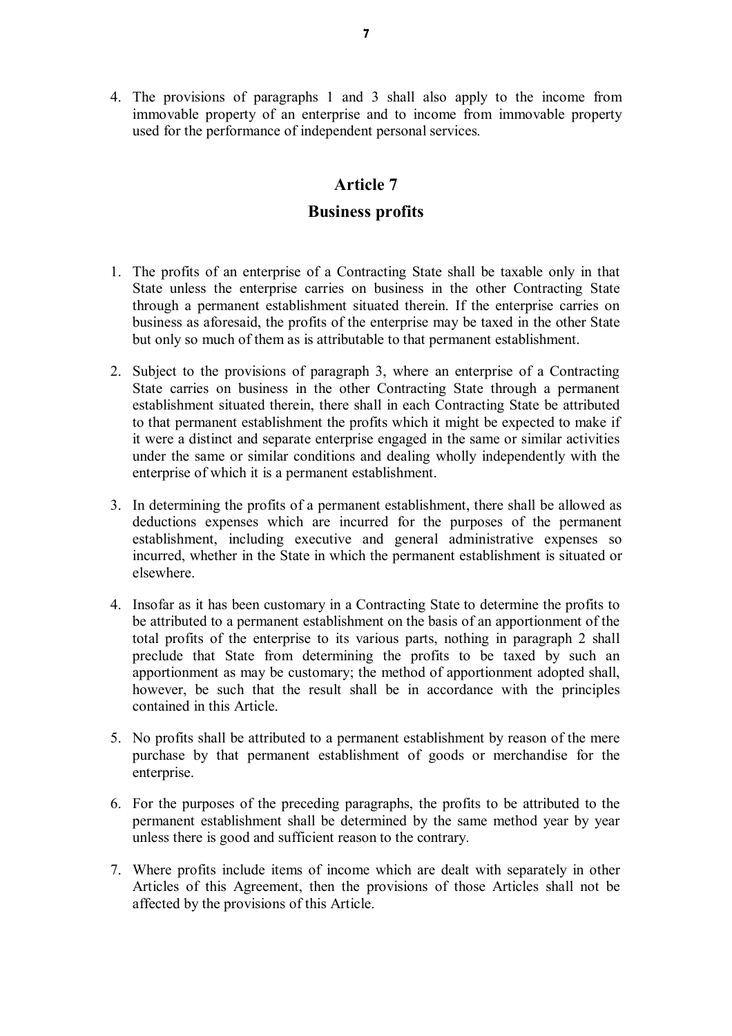4. The provisions of paragraphs 1 and 3 shall also apply to the income from immovable property of an enterprise and to income from immovable property used for the performance of independent personal services.

## Article 7

## Business profits

1. The profits of an enterprise of a Contracting State shall be taxable only in that State unless the enterprise carries on business in the other Contracting State through a permanent establishment situated therein. If the enterprise carries on business as aforesaid, the profits of the enterprise may be taxed in the other State but only so much of them as is attributable to that permanent establishment.

2. Subject to the provisions of paragraph 3, where an enterprise of a Contracting State carries on business in the other Contracting State through a permanent establishment situated therein, there shall in each Contracting State be attributed to that permanent establishment the profits which it might be expected to make if it were a distinct and separate enterprise engaged in the same or similar activities under the same or similar conditions and dealing wholly independently with the enterprise of which it is a permanent establishment.

3. In determining the profits of a permanent establishment, there shall be allowed as deductions expenses which are incurred for the purposes of the permanent establishment, including executive and general administrative expenses so incurred, whether in the State in which the permanent establishment is situated or elsewhere.

4. Insofar as it has been customary in a Contracting State to determine the profits to be attributed to a permanent establishment on the basis of an apportionment of the total profits of the enterprise to its various parts, nothing in paragraph 2 shall preclude that State from determining the profits to be taxed by such an apportionment as may be customary; the method of apportionment adopted shall, however, be such that the result shall be in accordance with the principles contained in this Article.

5. No profits shall be attributed to a permanent establishment by reason of the mere purchase by that permanent establishment of goods or merchandise for the enterprise.

6. For the purposes of the preceding paragraphs, the profits to be attributed to the permanent establishment shall be determined by the same method year by year unless there is good and sufficient reason to the contrary.

7. Where profits include items of income which are dealt with separately in other Articles of this Agreement, then the provisions of those Articles shall not be affected by the provisions of this Article.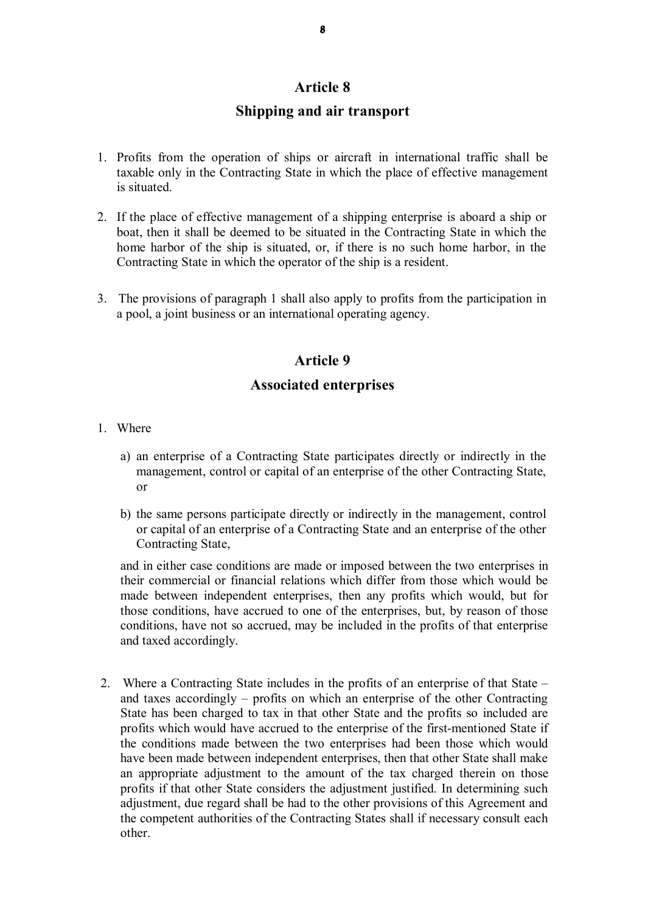## Article 8

## Shipping and air transport

1. Profits from the operation of ships or aircraft in international traffic shall be taxable only in the Contracting State in which the place of effective management is situated.

2. If the place of effective management of a shipping enterprise is aboard a ship or boat, then it shall be deemed to be situated in the Contracting State in which the home harbor of the ship is situated, or, if there is no such home harbor, in the Contracting State in which the operator of the ship is a resident.

3. The provisions of paragraph 1 shall also apply to profits from the participation in a pool, a joint business or an international operating agency.

## Article 9

## Associated enterprises

1. Where

   a) an enterprise of a Contracting State participates directly or indirectly in the management, control or capital of an enterprise of the other Contracting State, or

   b) the same persons participate directly or indirectly in the management, control or capital of an enterprise of a Contracting State and an enterprise of the other Contracting State,

   and in either case conditions are made or imposed between the two enterprises in their commercial or financial relations which differ from those which would be made between independent enterprises, then any profits which would, but for those conditions, have accrued to one of the enterprises, but, by reason of those conditions, have not so accrued, may be included in the profits of that enterprise and taxed accordingly.

2. Where a Contracting State includes in the profits of an enterprise of that State – and taxes accordingly – profits on which an enterprise of the other Contracting State has been charged to tax in that other State and the profits so included are profits which would have accrued to the enterprise of the first-mentioned State if the conditions made between the two enterprises had been those which would have been made between independent enterprises, then that other State shall make an appropriate adjustment to the amount of the tax charged therein on those profits if that other State considers the adjustment justified. In determining such adjustment, due regard shall be had to the other provisions of this Agreement and the competent authorities of the Contracting States shall if necessary consult each other.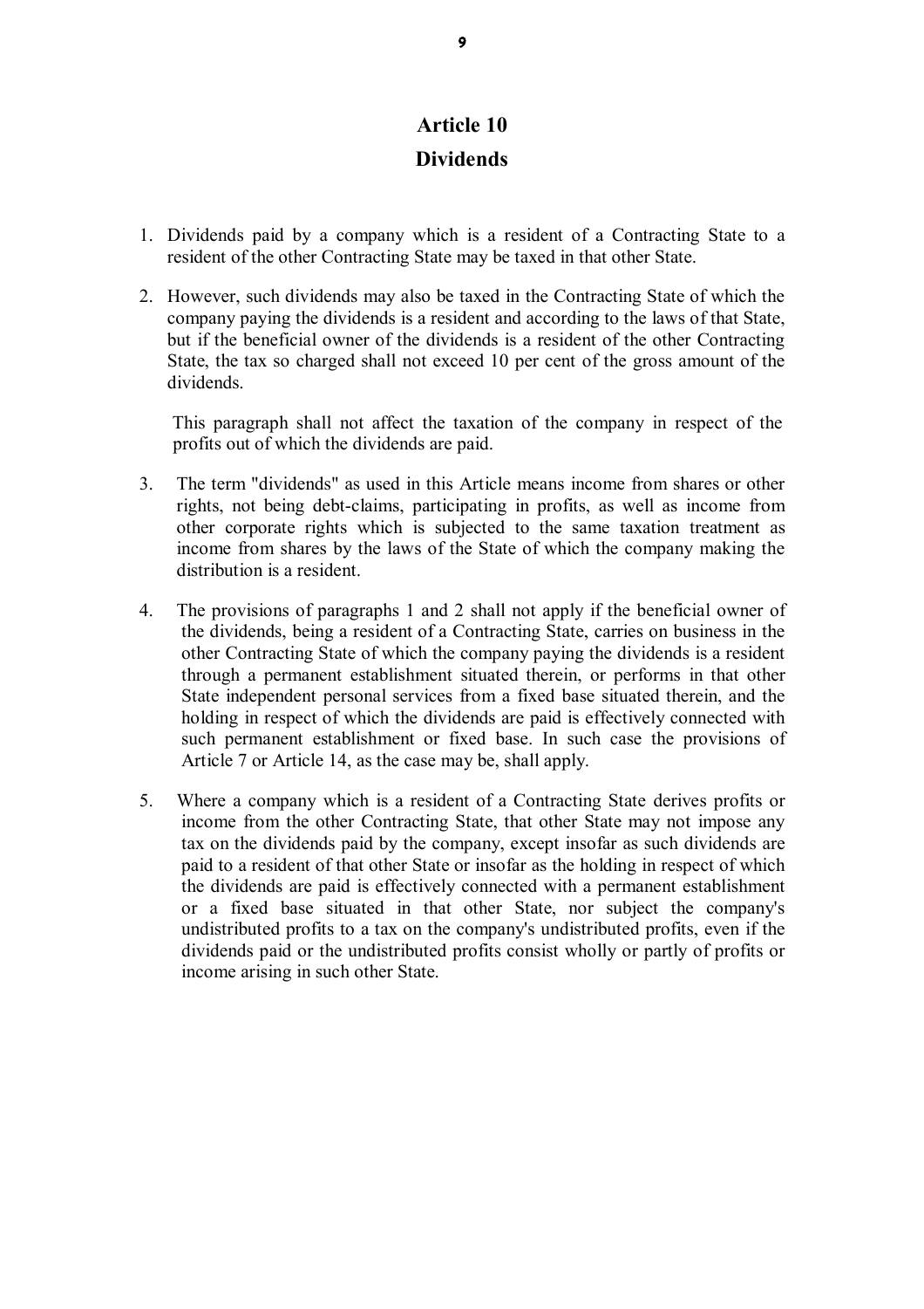# Article 10

## Dividends

1. Dividends paid by a company which is a resident of a Contracting State to a resident of the other Contracting State may be taxed in that other State.

2. However, such dividends may also be taxed in the Contracting State of which the company paying the dividends is a resident and according to the laws of that State, but if the beneficial owner of the dividends is a resident of the other Contracting State, the tax so charged shall not exceed 10 per cent of the gross amount of the dividends.

   This paragraph shall not affect the taxation of the company in respect of the profits out of which the dividends are paid.

3. The term "dividends" as used in this Article means income from shares or other rights, not being debt-claims, participating in profits, as well as income from other corporate rights which is subjected to the same taxation treatment as income from shares by the laws of the State of which the company making the distribution is a resident.

4. The provisions of paragraphs 1 and 2 shall not apply if the beneficial owner of the dividends, being a resident of a Contracting State, carries on business in the other Contracting State of which the company paying the dividends is a resident through a permanent establishment situated therein, or performs in that other State independent personal services from a fixed base situated therein, and the holding in respect of which the dividends are paid is effectively connected with such permanent establishment or fixed base. In such case the provisions of Article 7 or Article 14, as the case may be, shall apply.

5. Where a company which is a resident of a Contracting State derives profits or income from the other Contracting State, that other State may not impose any tax on the dividends paid by the company, except insofar as such dividends are paid to a resident of that other State or insofar as the holding in respect of which the dividends are paid is effectively connected with a permanent establishment or a fixed base situated in that other State, nor subject the company's undistributed profits to a tax on the company's undistributed profits, even if the dividends paid or the undistributed profits consist wholly or partly of profits or income arising in such other State.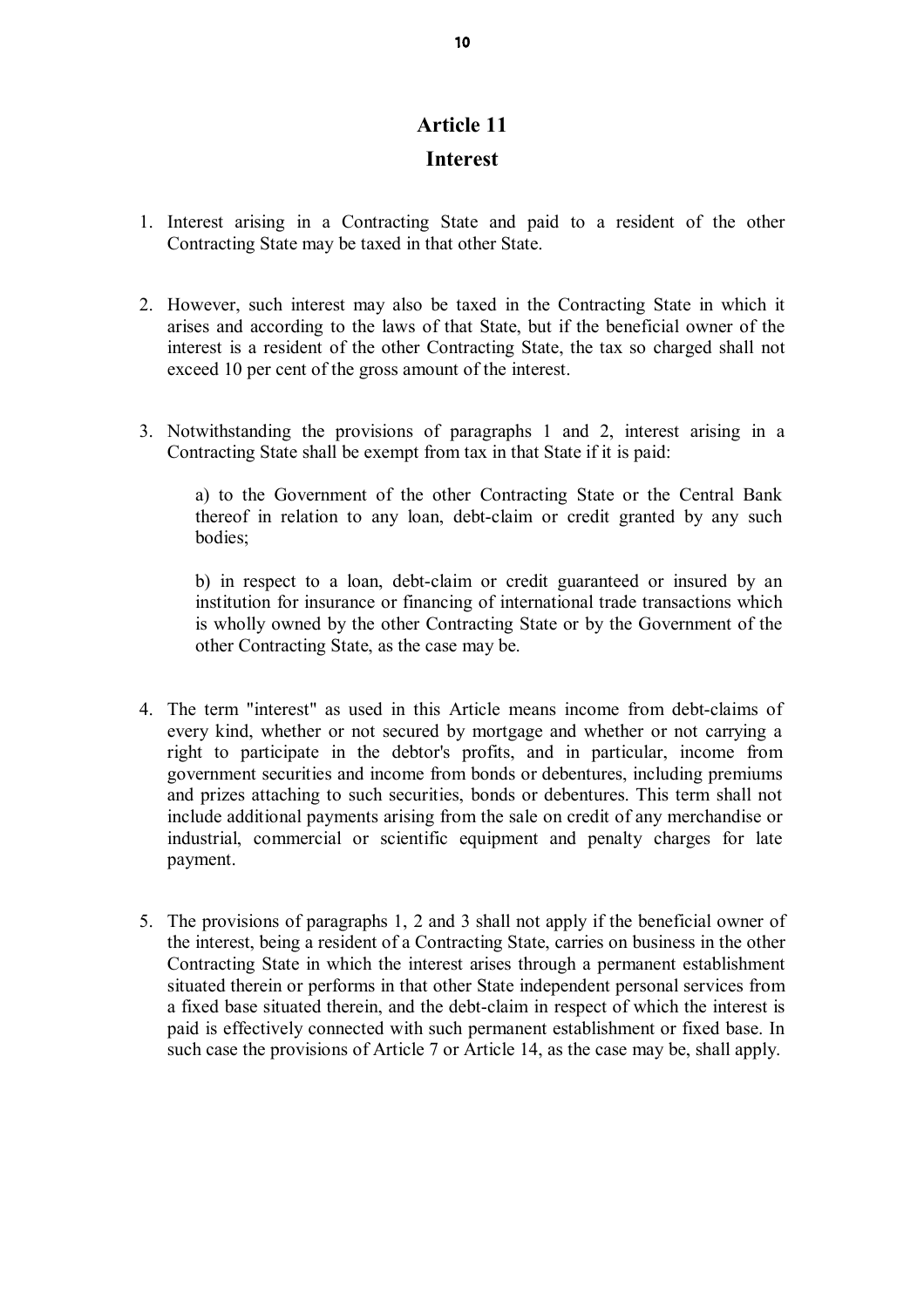# Article 11

## Interest

1. Interest arising in a Contracting State and paid to a resident of the other Contracting State may be taxed in that other State.

2. However, such interest may also be taxed in the Contracting State in which it arises and according to the laws of that State, but if the beneficial owner of the interest is a resident of the other Contracting State, the tax so charged shall not exceed 10 per cent of the gross amount of the interest.

3. Notwithstanding the provisions of paragraphs 1 and 2, interest arising in a Contracting State shall be exempt from tax in that State if it is paid:

   a) to the Government of the other Contracting State or the Central Bank thereof in relation to any loan, debt-claim or credit granted by any such bodies;

   b) in respect to a loan, debt-claim or credit guaranteed or insured by an institution for insurance or financing of international trade transactions which is wholly owned by the other Contracting State or by the Government of the other Contracting State, as the case may be.

4. The term "interest" as used in this Article means income from debt-claims of every kind, whether or not secured by mortgage and whether or not carrying a right to participate in the debtor's profits, and in particular, income from government securities and income from bonds or debentures, including premiums and prizes attaching to such securities, bonds or debentures. This term shall not include additional payments arising from the sale on credit of any merchandise or industrial, commercial or scientific equipment and penalty charges for late payment.

5. The provisions of paragraphs 1, 2 and 3 shall not apply if the beneficial owner of the interest, being a resident of a Contracting State, carries on business in the other Contracting State in which the interest arises through a permanent establishment situated therein or performs in that other State independent personal services from a fixed base situated therein, and the debt-claim in respect of which the interest is paid is effectively connected with such permanent establishment or fixed base. In such case the provisions of Article 7 or Article 14, as the case may be, shall apply.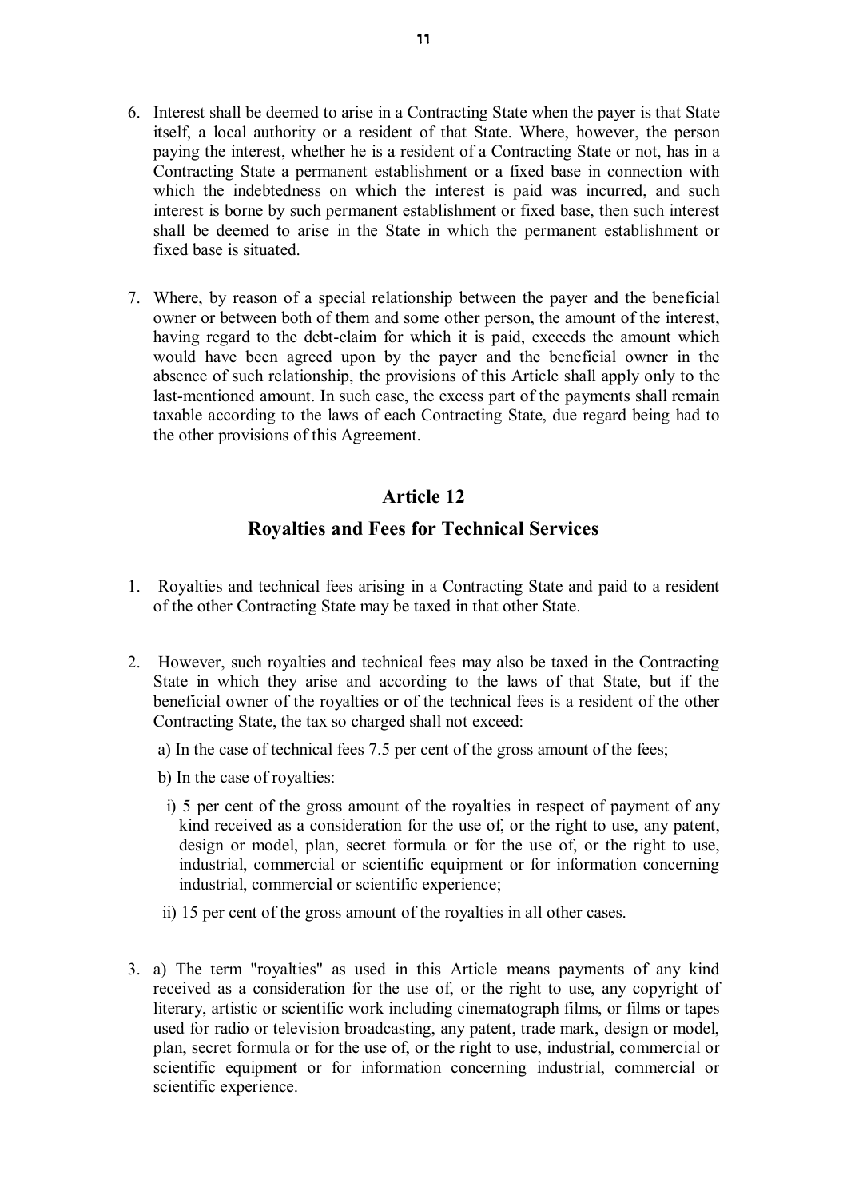6. Interest shall be deemed to arise in a Contracting State when the payer is that State itself, a local authority or a resident of that State. Where, however, the person paying the interest, whether he is a resident of a Contracting State or not, has in a Contracting State a permanent establishment or a fixed base in connection with which the indebtedness on which the interest is paid was incurred, and such interest is borne by such permanent establishment or fixed base, then such interest shall be deemed to arise in the State in which the permanent establishment or fixed base is situated.

7. Where, by reason of a special relationship between the payer and the beneficial owner or between both of them and some other person, the amount of the interest, having regard to the debt-claim for which it is paid, exceeds the amount which would have been agreed upon by the payer and the beneficial owner in the absence of such relationship, the provisions of this Article shall apply only to the last-mentioned amount. In such case, the excess part of the payments shall remain taxable according to the laws of each Contracting State, due regard being had to the other provisions of this Agreement.

## Article 12

## Royalties and Fees for Technical Services

1. Royalties and technical fees arising in a Contracting State and paid to a resident of the other Contracting State may be taxed in that other State.

2. However, such royalties and technical fees may also be taxed in the Contracting State in which they arise and according to the laws of that State, but if the beneficial owner of the royalties or of the technical fees is a resident of the other Contracting State, the tax so charged shall not exceed:

   a) In the case of technical fees 7.5 per cent of the gross amount of the fees;

   b) In the case of royalties:

      i) 5 per cent of the gross amount of the royalties in respect of payment of any kind received as a consideration for the use of, or the right to use, any patent, design or model, plan, secret formula or for the use of, or the right to use, industrial, commercial or scientific equipment or for information concerning industrial, commercial or scientific experience;

      ii) 15 per cent of the gross amount of the royalties in all other cases.

3. a) The term "royalties" as used in this Article means payments of any kind received as a consideration for the use of, or the right to use, any copyright of literary, artistic or scientific work including cinematograph films, or films or tapes used for radio or television broadcasting, any patent, trade mark, design or model, plan, secret formula or for the use of, or the right to use, industrial, commercial or scientific equipment or for information concerning industrial, commercial or scientific experience.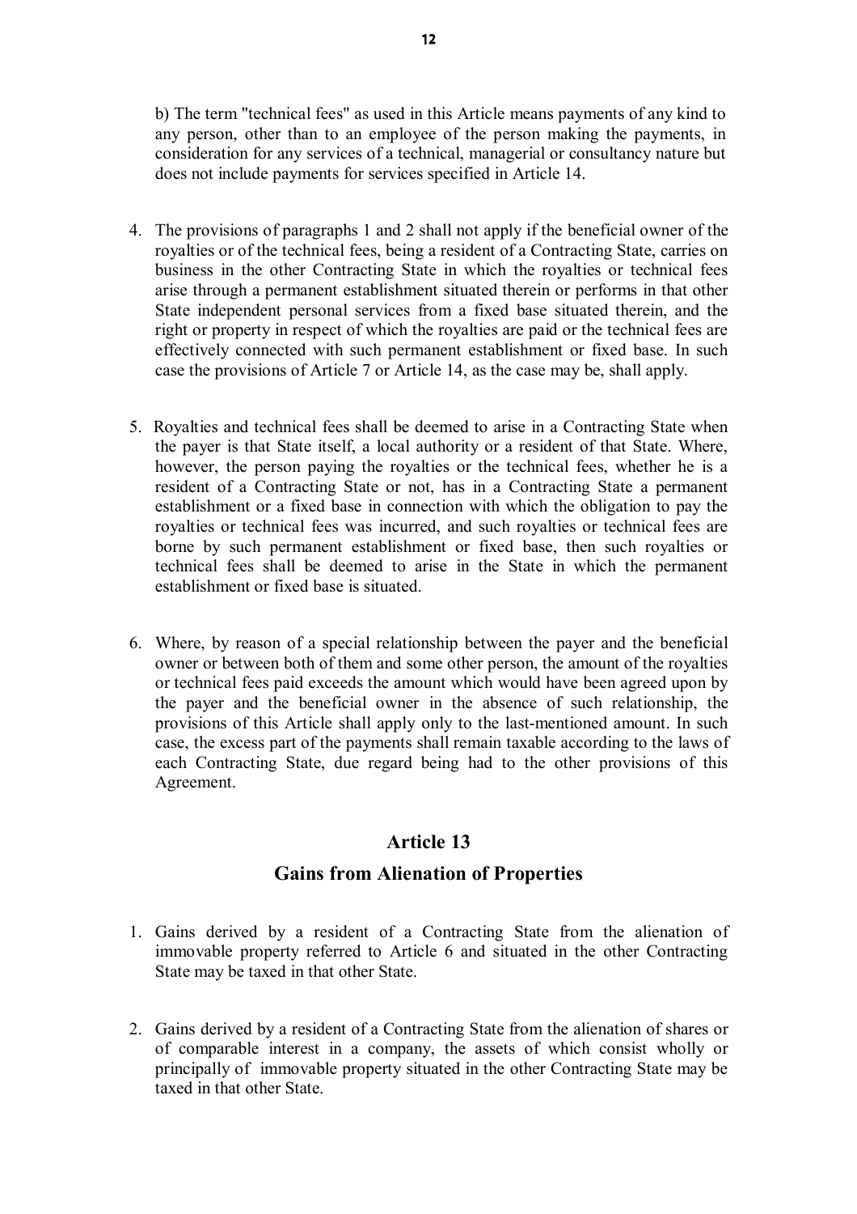b) The term "technical fees" as used in this Article means payments of any kind to any person, other than to an employee of the person making the payments, in consideration for any services of a technical, managerial or consultancy nature but does not include payments for services specified in Article 14.

4. The provisions of paragraphs 1 and 2 shall not apply if the beneficial owner of the royalties or of the technical fees, being a resident of a Contracting State, carries on business in the other Contracting State in which the royalties or technical fees arise through a permanent establishment situated therein or performs in that other State independent personal services from a fixed base situated therein, and the right or property in respect of which the royalties are paid or the technical fees are effectively connected with such permanent establishment or fixed base. In such case the provisions of Article 7 or Article 14, as the case may be, shall apply.

5. Royalties and technical fees shall be deemed to arise in a Contracting State when the payer is that State itself, a local authority or a resident of that State. Where, however, the person paying the royalties or the technical fees, whether he is a resident of a Contracting State or not, has in a Contracting State a permanent establishment or a fixed base in connection with which the obligation to pay the royalties or technical fees was incurred, and such royalties or technical fees are borne by such permanent establishment or fixed base, then such royalties or technical fees shall be deemed to arise in the State in which the permanent establishment or fixed base is situated.

6. Where, by reason of a special relationship between the payer and the beneficial owner or between both of them and some other person, the amount of the royalties or technical fees paid exceeds the amount which would have been agreed upon by the payer and the beneficial owner in the absence of such relationship, the provisions of this Article shall apply only to the last-mentioned amount. In such case, the excess part of the payments shall remain taxable according to the laws of each Contracting State, due regard being had to the other provisions of this Agreement.

## Article 13

## Gains from Alienation of Properties

1. Gains derived by a resident of a Contracting State from the alienation of immovable property referred to Article 6 and situated in the other Contracting State may be taxed in that other State.

2. Gains derived by a resident of a Contracting State from the alienation of shares or of comparable interest in a company, the assets of which consist wholly or principally of immovable property situated in the other Contracting State may be taxed in that other State.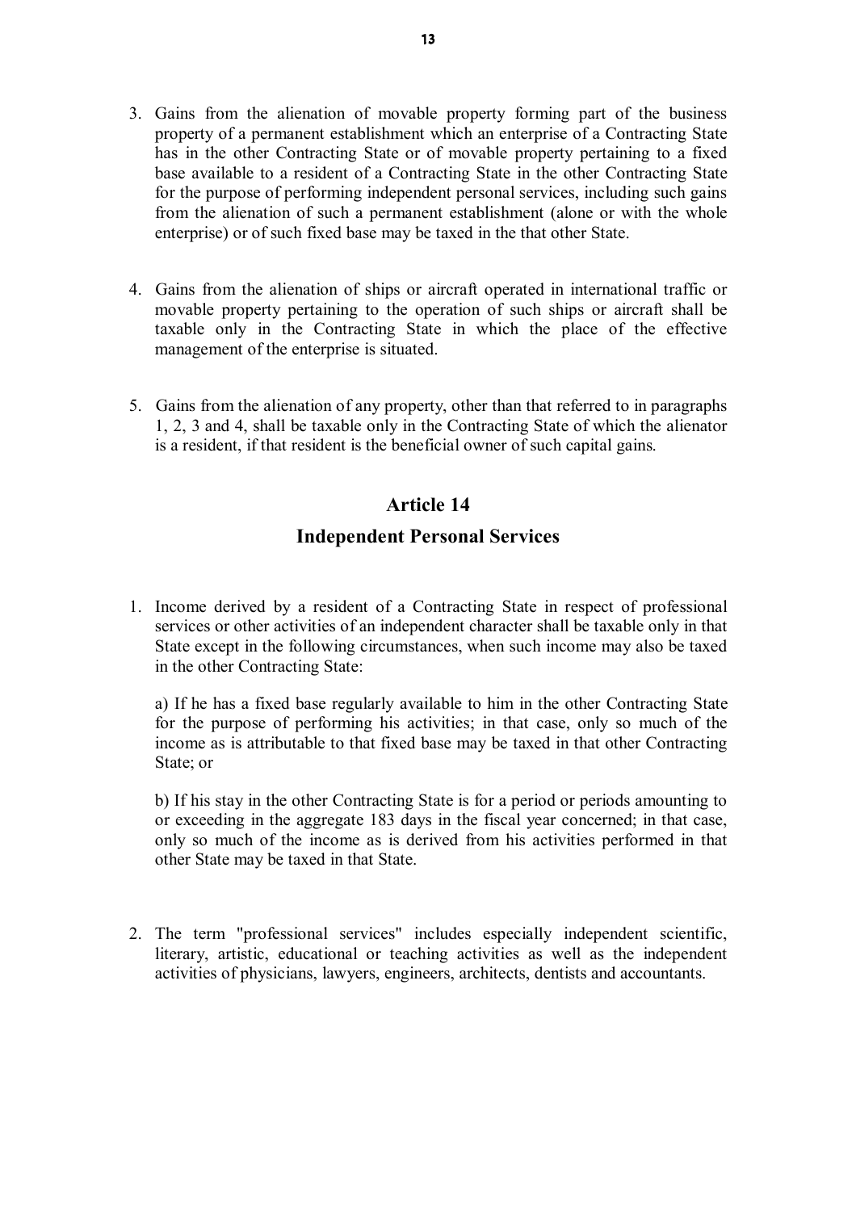3. Gains from the alienation of movable property forming part of the business property of a permanent establishment which an enterprise of a Contracting State has in the other Contracting State or of movable property pertaining to a fixed base available to a resident of a Contracting State in the other Contracting State for the purpose of performing independent personal services, including such gains from the alienation of such a permanent establishment (alone or with the whole enterprise) or of such fixed base may be taxed in the that other State.

4. Gains from the alienation of ships or aircraft operated in international traffic or movable property pertaining to the operation of such ships or aircraft shall be taxable only in the Contracting State in which the place of the effective management of the enterprise is situated.

5. Gains from the alienation of any property, other than that referred to in paragraphs 1, 2, 3 and 4, shall be taxable only in the Contracting State of which the alienator is a resident, if that resident is the beneficial owner of such capital gains.

## Article 14

## Independent Personal Services

1. Income derived by a resident of a Contracting State in respect of professional services or other activities of an independent character shall be taxable only in that State except in the following circumstances, when such income may also be taxed in the other Contracting State:

   a) If he has a fixed base regularly available to him in the other Contracting State for the purpose of performing his activities; in that case, only so much of the income as is attributable to that fixed base may be taxed in that other Contracting State; or

   b) If his stay in the other Contracting State is for a period or periods amounting to or exceeding in the aggregate 183 days in the fiscal year concerned; in that case, only so much of the income as is derived from his activities performed in that other State may be taxed in that State.

2. The term "professional services" includes especially independent scientific, literary, artistic, educational or teaching activities as well as the independent activities of physicians, lawyers, engineers, architects, dentists and accountants.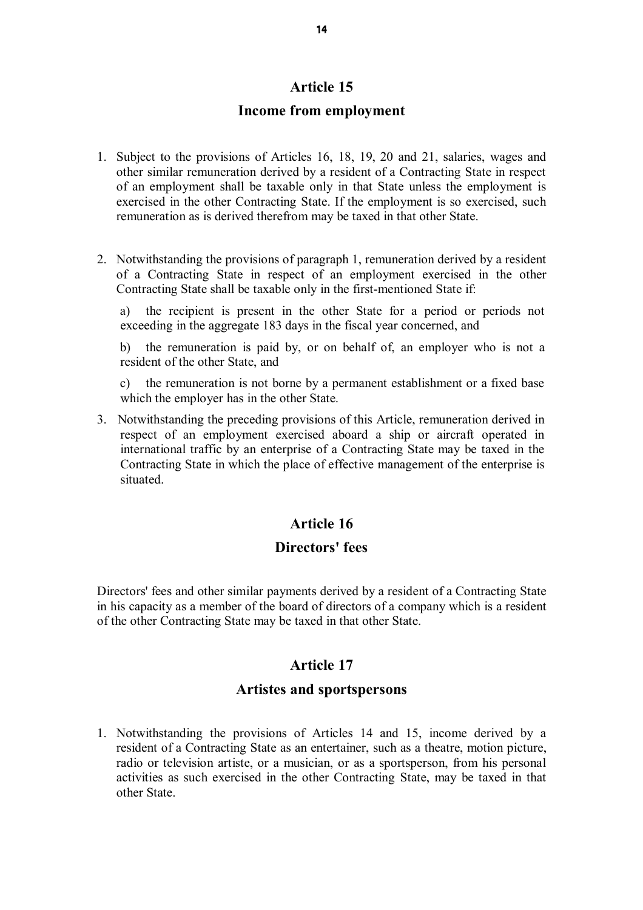## Article 15

## Income from employment

1. Subject to the provisions of Articles 16, 18, 19, 20 and 21, salaries, wages and other similar remuneration derived by a resident of a Contracting State in respect of an employment shall be taxable only in that State unless the employment is exercised in the other Contracting State. If the employment is so exercised, such remuneration as is derived therefrom may be taxed in that other State.

2. Notwithstanding the provisions of paragraph 1, remuneration derived by a resident of a Contracting State in respect of an employment exercised in the other Contracting State shall be taxable only in the first-mentioned State if:

   a) the recipient is present in the other State for a period or periods not exceeding in the aggregate 183 days in the fiscal year concerned, and

   b) the remuneration is paid by, or on behalf of, an employer who is not a resident of the other State, and

   c) the remuneration is not borne by a permanent establishment or a fixed base which the employer has in the other State.

3. Notwithstanding the preceding provisions of this Article, remuneration derived in respect of an employment exercised aboard a ship or aircraft operated in international traffic by an enterprise of a Contracting State may be taxed in the Contracting State in which the place of effective management of the enterprise is situated.

## Article 16

## Directors' fees

Directors' fees and other similar payments derived by a resident of a Contracting State in his capacity as a member of the board of directors of a company which is a resident of the other Contracting State may be taxed in that other State.

## Article 17

## Artistes and sportspersons

1. Notwithstanding the provisions of Articles 14 and 15, income derived by a resident of a Contracting State as an entertainer, such as a theatre, motion picture, radio or television artiste, or a musician, or as a sportsperson, from his personal activities as such exercised in the other Contracting State, may be taxed in that other State.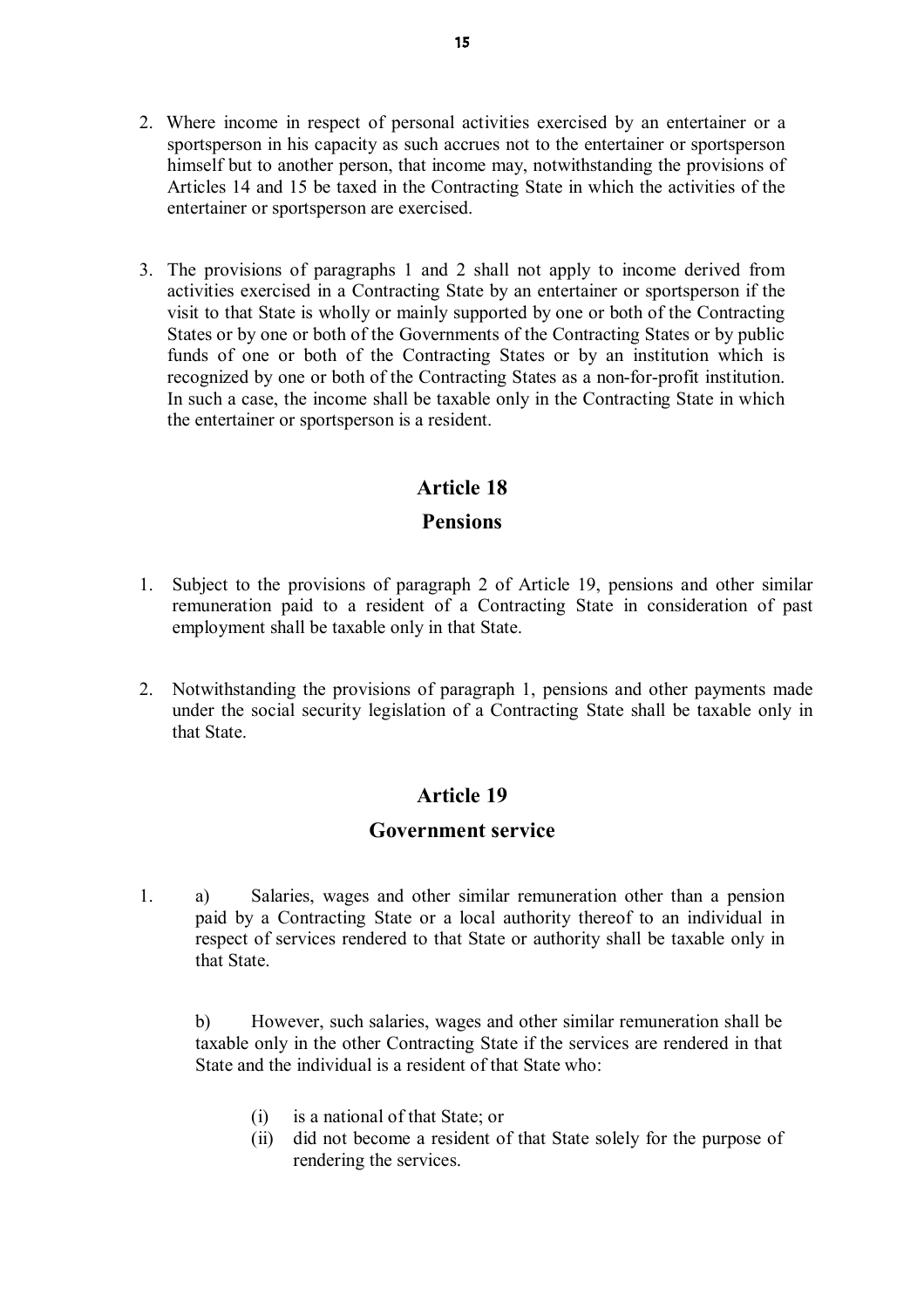2. Where income in respect of personal activities exercised by an entertainer or a sportsperson in his capacity as such accrues not to the entertainer or sportsperson himself but to another person, that income may, notwithstanding the provisions of Articles 14 and 15 be taxed in the Contracting State in which the activities of the entertainer or sportsperson are exercised.

3. The provisions of paragraphs 1 and 2 shall not apply to income derived from activities exercised in a Contracting State by an entertainer or sportsperson if the visit to that State is wholly or mainly supported by one or both of the Contracting States or by one or both of the Governments of the Contracting States or by public funds of one or both of the Contracting States or by an institution which is recognized by one or both of the Contracting States as a non-for-profit institution. In such a case, the income shall be taxable only in the Contracting State in which the entertainer or sportsperson is a resident.

## Article 18

## Pensions

1. Subject to the provisions of paragraph 2 of Article 19, pensions and other similar remuneration paid to a resident of a Contracting State in consideration of past employment shall be taxable only in that State.

2. Notwithstanding the provisions of paragraph 1, pensions and other payments made under the social security legislation of a Contracting State shall be taxable only in that State.

## Article 19

## Government service

1. a) Salaries, wages and other similar remuneration other than a pension paid by a Contracting State or a local authority thereof to an individual in respect of services rendered to that State or authority shall be taxable only in that State.

   b) However, such salaries, wages and other similar remuneration shall be taxable only in the other Contracting State if the services are rendered in that State and the individual is a resident of that State who:

      (i) is a national of that State; or
      (ii) did not become a resident of that State solely for the purpose of rendering the services.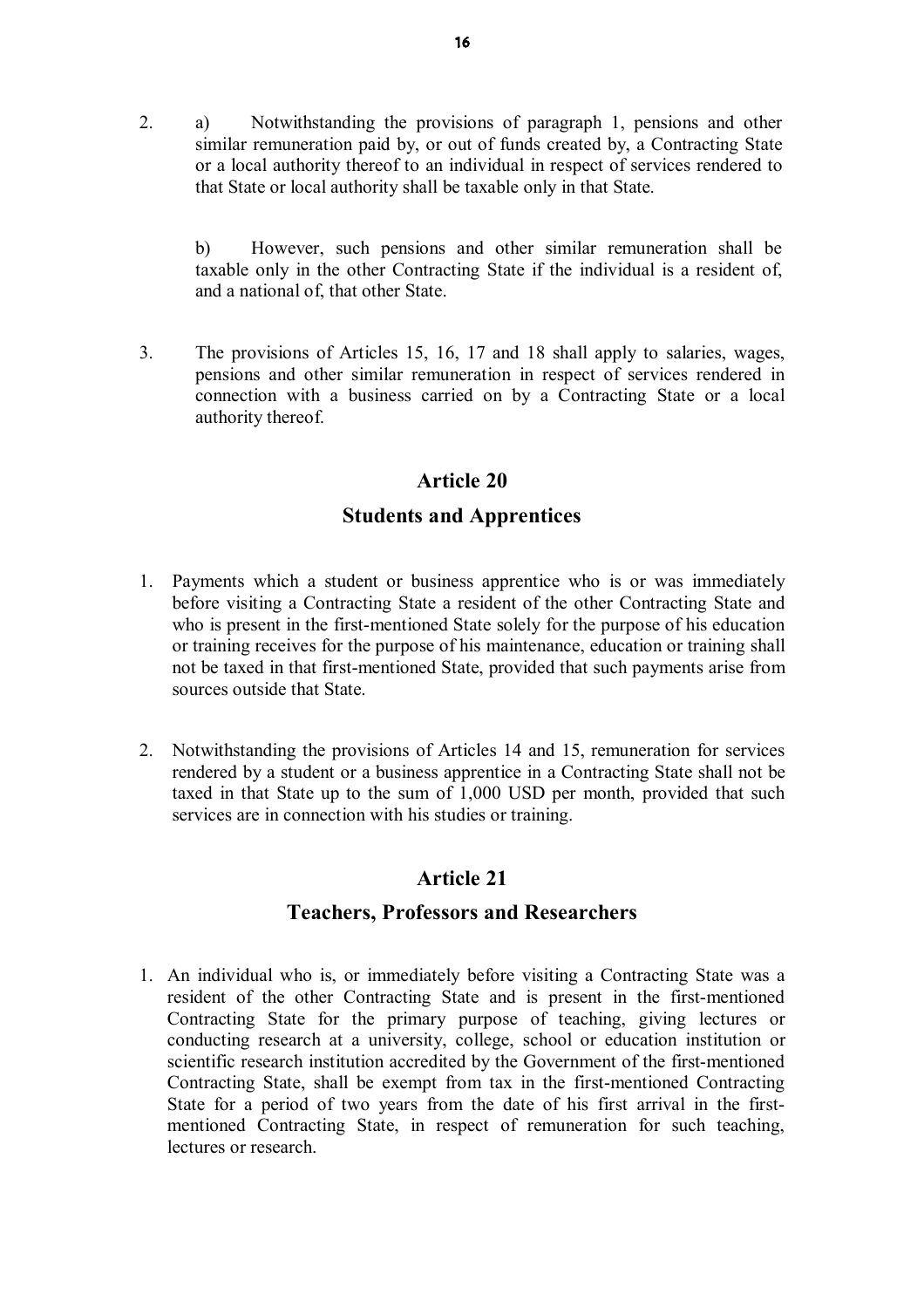2. a) Notwithstanding the provisions of paragraph 1, pensions and other similar remuneration paid by, or out of funds created by, a Contracting State or a local authority thereof to an individual in respect of services rendered to that State or local authority shall be taxable only in that State.

   b) However, such pensions and other similar remuneration shall be taxable only in the other Contracting State if the individual is a resident of, and a national of, that other State.

3. The provisions of Articles 15, 16, 17 and 18 shall apply to salaries, wages, pensions and other similar remuneration in respect of services rendered in connection with a business carried on by a Contracting State or a local authority thereof.

## Article 20

## Students and Apprentices

1. Payments which a student or business apprentice who is or was immediately before visiting a Contracting State a resident of the other Contracting State and who is present in the first-mentioned State solely for the purpose of his education or training receives for the purpose of his maintenance, education or training shall not be taxed in that first-mentioned State, provided that such payments arise from sources outside that State.

2. Notwithstanding the provisions of Articles 14 and 15, remuneration for services rendered by a student or a business apprentice in a Contracting State shall not be taxed in that State up to the sum of 1,000 USD per month, provided that such services are in connection with his studies or training.

## Article 21

## Teachers, Professors and Researchers

1. An individual who is, or immediately before visiting a Contracting State was a resident of the other Contracting State and is present in the first-mentioned Contracting State for the primary purpose of teaching, giving lectures or conducting research at a university, college, school or education institution or scientific research institution accredited by the Government of the first-mentioned Contracting State, shall be exempt from tax in the first-mentioned Contracting State for a period of two years from the date of his first arrival in the first-mentioned Contracting State, in respect of remuneration for such teaching, lectures or research.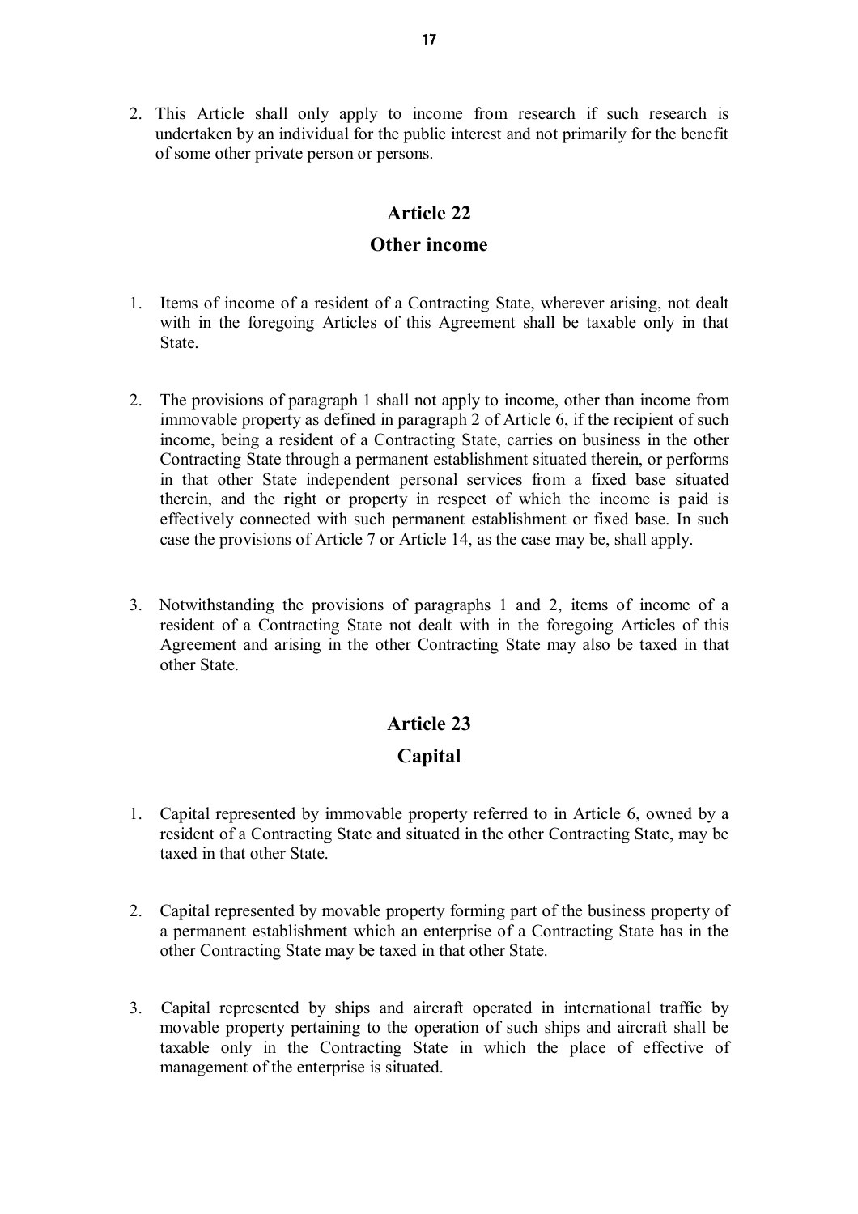2. This Article shall only apply to income from research if such research is undertaken by an individual for the public interest and not primarily for the benefit of some other private person or persons.

## Article 22

## Other income

1. Items of income of a resident of a Contracting State, wherever arising, not dealt with in the foregoing Articles of this Agreement shall be taxable only in that State.

2. The provisions of paragraph 1 shall not apply to income, other than income from immovable property as defined in paragraph 2 of Article 6, if the recipient of such income, being a resident of a Contracting State, carries on business in the other Contracting State through a permanent establishment situated therein, or performs in that other State independent personal services from a fixed base situated therein, and the right or property in respect of which the income is paid is effectively connected with such permanent establishment or fixed base. In such case the provisions of Article 7 or Article 14, as the case may be, shall apply.

3. Notwithstanding the provisions of paragraphs 1 and 2, items of income of a resident of a Contracting State not dealt with in the foregoing Articles of this Agreement and arising in the other Contracting State may also be taxed in that other State.

## Article 23

## Capital

1. Capital represented by immovable property referred to in Article 6, owned by a resident of a Contracting State and situated in the other Contracting State, may be taxed in that other State.

2. Capital represented by movable property forming part of the business property of a permanent establishment which an enterprise of a Contracting State has in the other Contracting State may be taxed in that other State.

3. Capital represented by ships and aircraft operated in international traffic by movable property pertaining to the operation of such ships and aircraft shall be taxable only in the Contracting State in which the place of effective of management of the enterprise is situated.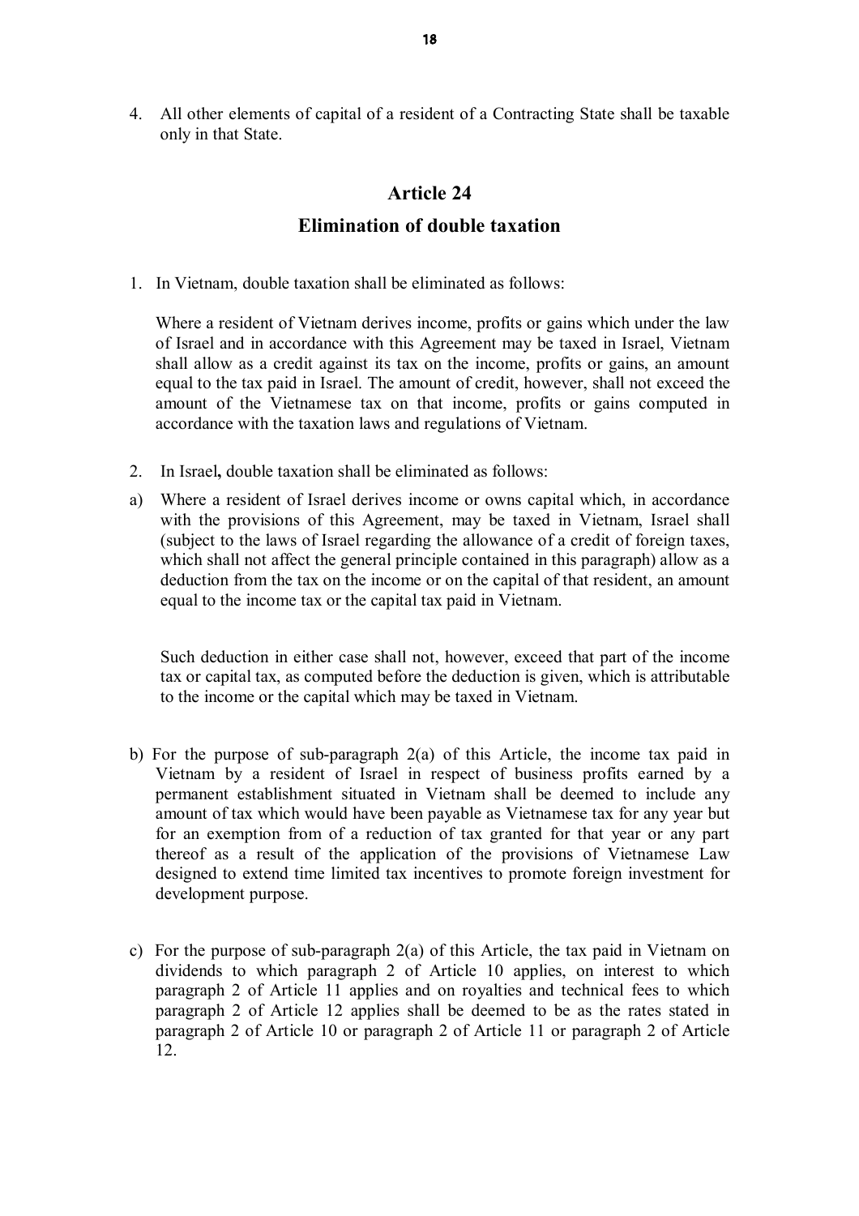4. All other elements of capital of a resident of a Contracting State shall be taxable only in that State.

## Article 24

## Elimination of double taxation

1. In Vietnam, double taxation shall be eliminated as follows:

   Where a resident of Vietnam derives income, profits or gains which under the law of Israel and in accordance with this Agreement may be taxed in Israel, Vietnam shall allow as a credit against its tax on the income, profits or gains, an amount equal to the tax paid in Israel. The amount of credit, however, shall not exceed the amount of the Vietnamese tax on that income, profits or gains computed in accordance with the taxation laws and regulations of Vietnam.

2. In Israel**,** double taxation shall be eliminated as follows:

a) Where a resident of Israel derives income or owns capital which, in accordance with the provisions of this Agreement, may be taxed in Vietnam, Israel shall (subject to the laws of Israel regarding the allowance of a credit of foreign taxes, which shall not affect the general principle contained in this paragraph) allow as a deduction from the tax on the income or on the capital of that resident, an amount equal to the income tax or the capital tax paid in Vietnam.

   Such deduction in either case shall not, however, exceed that part of the income tax or capital tax, as computed before the deduction is given, which is attributable to the income or the capital which may be taxed in Vietnam.

b) For the purpose of sub-paragraph 2(a) of this Article, the income tax paid in Vietnam by a resident of Israel in respect of business profits earned by a permanent establishment situated in Vietnam shall be deemed to include any amount of tax which would have been payable as Vietnamese tax for any year but for an exemption from of a reduction of tax granted for that year or any part thereof as a result of the application of the provisions of Vietnamese Law designed to extend time limited tax incentives to promote foreign investment for development purpose.

c) For the purpose of sub-paragraph 2(a) of this Article, the tax paid in Vietnam on dividends to which paragraph 2 of Article 10 applies, on interest to which paragraph 2 of Article 11 applies and on royalties and technical fees to which paragraph 2 of Article 12 applies shall be deemed to be as the rates stated in paragraph 2 of Article 10 or paragraph 2 of Article 11 or paragraph 2 of Article 12.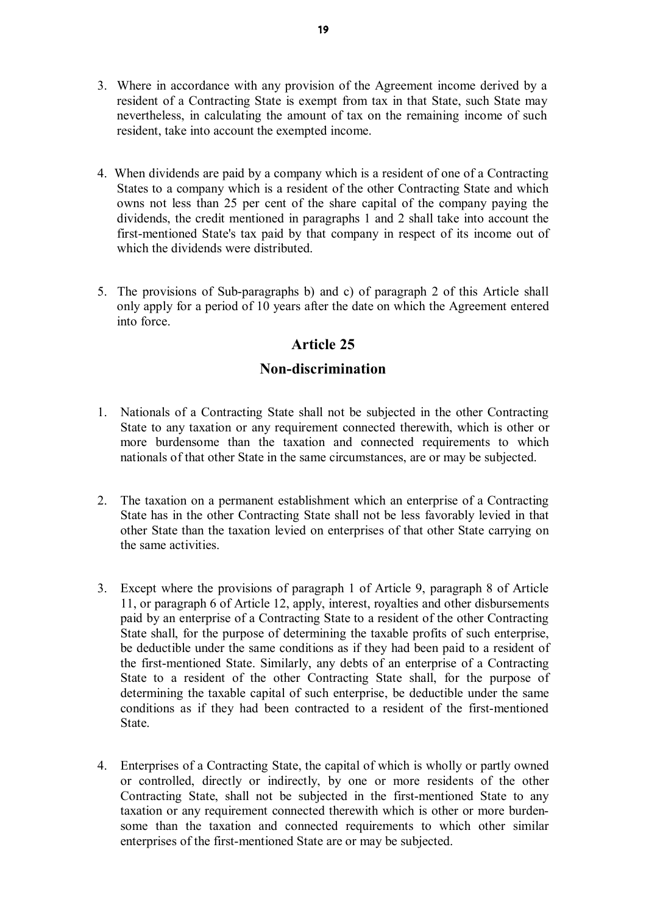3. Where in accordance with any provision of the Agreement income derived by a resident of a Contracting State is exempt from tax in that State, such State may nevertheless, in calculating the amount of tax on the remaining income of such resident, take into account the exempted income.

4. When dividends are paid by a company which is a resident of one of a Contracting States to a company which is a resident of the other Contracting State and which owns not less than 25 per cent of the share capital of the company paying the dividends, the credit mentioned in paragraphs 1 and 2 shall take into account the first-mentioned State's tax paid by that company in respect of its income out of which the dividends were distributed.

5. The provisions of Sub-paragraphs b) and c) of paragraph 2 of this Article shall only apply for a period of 10 years after the date on which the Agreement entered into force.

## Article 25

## Non-discrimination

1. Nationals of a Contracting State shall not be subjected in the other Contracting State to any taxation or any requirement connected therewith, which is other or more burdensome than the taxation and connected requirements to which nationals of that other State in the same circumstances, are or may be subjected.

2. The taxation on a permanent establishment which an enterprise of a Contracting State has in the other Contracting State shall not be less favorably levied in that other State than the taxation levied on enterprises of that other State carrying on the same activities.

3. Except where the provisions of paragraph 1 of Article 9, paragraph 8 of Article 11, or paragraph 6 of Article 12, apply, interest, royalties and other disbursements paid by an enterprise of a Contracting State to a resident of the other Contracting State shall, for the purpose of determining the taxable profits of such enterprise, be deductible under the same conditions as if they had been paid to a resident of the first-mentioned State. Similarly, any debts of an enterprise of a Contracting State to a resident of the other Contracting State shall, for the purpose of determining the taxable capital of such enterprise, be deductible under the same conditions as if they had been contracted to a resident of the first-mentioned State.

4. Enterprises of a Contracting State, the capital of which is wholly or partly owned or controlled, directly or indirectly, by one or more residents of the other Contracting State, shall not be subjected in the first-mentioned State to any taxation or any requirement connected therewith which is other or more burdensome than the taxation and connected requirements to which other similar enterprises of the first-mentioned State are or may be subjected.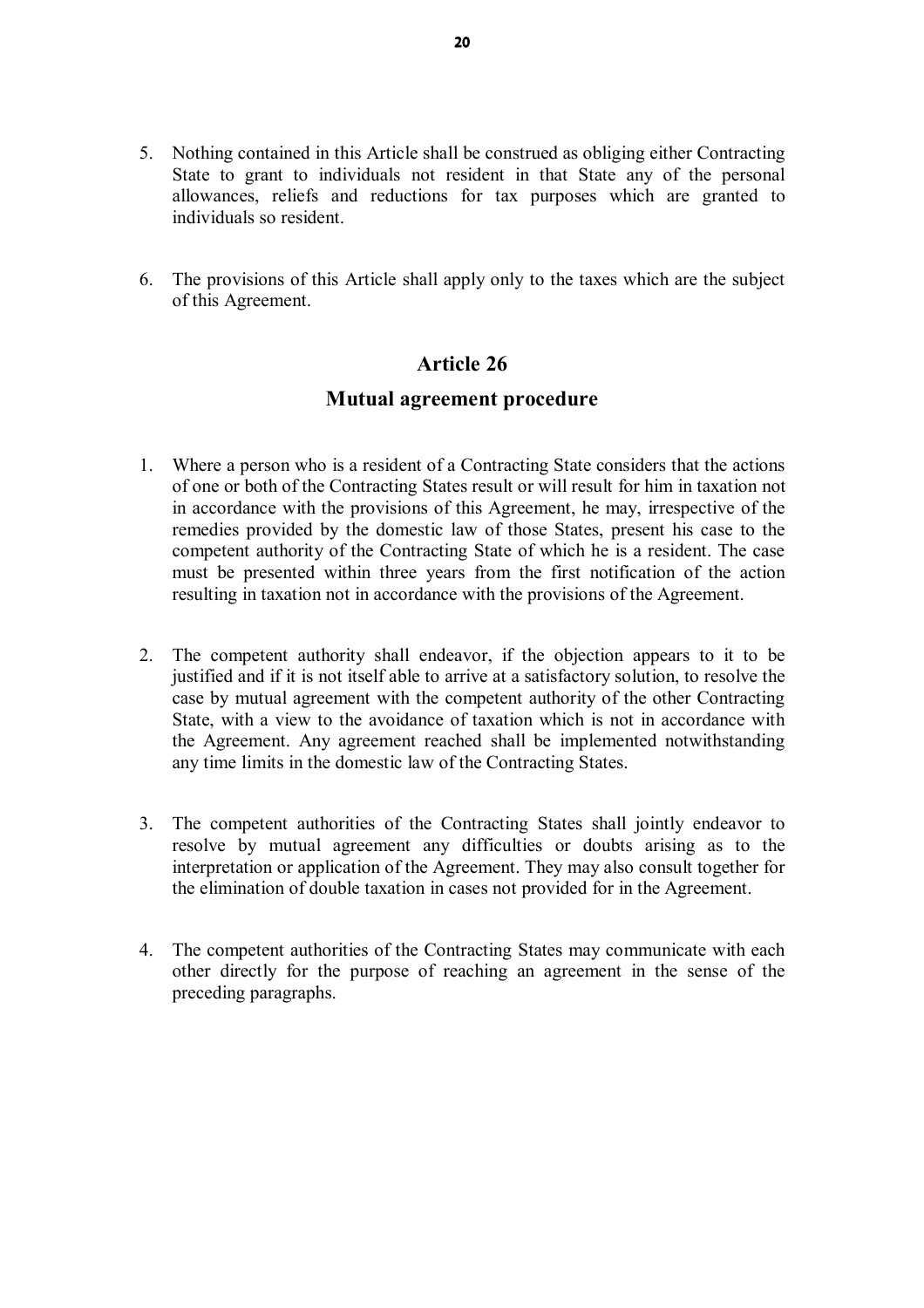5. Nothing contained in this Article shall be construed as obliging either Contracting State to grant to individuals not resident in that State any of the personal allowances, reliefs and reductions for tax purposes which are granted to individuals so resident.

6. The provisions of this Article shall apply only to the taxes which are the subject of this Agreement.

## Article 26

## Mutual agreement procedure

1. Where a person who is a resident of a Contracting State considers that the actions of one or both of the Contracting States result or will result for him in taxation not in accordance with the provisions of this Agreement, he may, irrespective of the remedies provided by the domestic law of those States, present his case to the competent authority of the Contracting State of which he is a resident. The case must be presented within three years from the first notification of the action resulting in taxation not in accordance with the provisions of the Agreement.

2. The competent authority shall endeavor, if the objection appears to it to be justified and if it is not itself able to arrive at a satisfactory solution, to resolve the case by mutual agreement with the competent authority of the other Contracting State, with a view to the avoidance of taxation which is not in accordance with the Agreement. Any agreement reached shall be implemented notwithstanding any time limits in the domestic law of the Contracting States.

3. The competent authorities of the Contracting States shall jointly endeavor to resolve by mutual agreement any difficulties or doubts arising as to the interpretation or application of the Agreement. They may also consult together for the elimination of double taxation in cases not provided for in the Agreement.

4. The competent authorities of the Contracting States may communicate with each other directly for the purpose of reaching an agreement in the sense of the preceding paragraphs.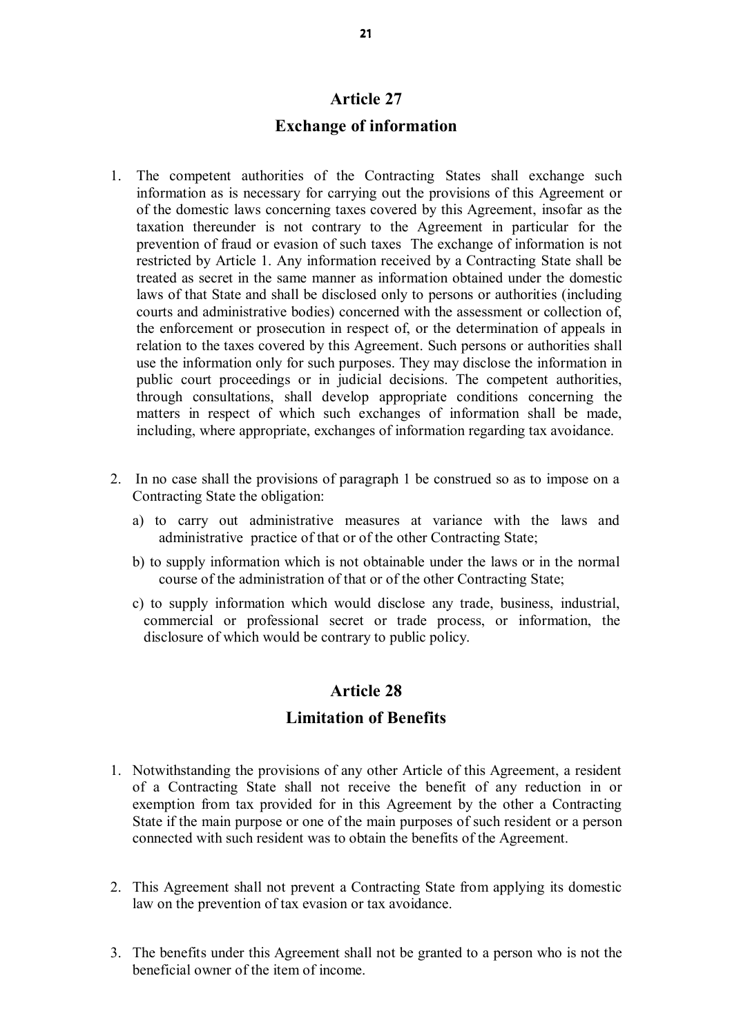## Article 27

## Exchange of information

1. The competent authorities of the Contracting States shall exchange such information as is necessary for carrying out the provisions of this Agreement or of the domestic laws concerning taxes covered by this Agreement, insofar as the taxation thereunder is not contrary to the Agreement in particular for the prevention of fraud or evasion of such taxes The exchange of information is not restricted by Article 1. Any information received by a Contracting State shall be treated as secret in the same manner as information obtained under the domestic laws of that State and shall be disclosed only to persons or authorities (including courts and administrative bodies) concerned with the assessment or collection of, the enforcement or prosecution in respect of, or the determination of appeals in relation to the taxes covered by this Agreement. Such persons or authorities shall use the information only for such purposes. They may disclose the information in public court proceedings or in judicial decisions. The competent authorities, through consultations, shall develop appropriate conditions concerning the matters in respect of which such exchanges of information shall be made, including, where appropriate, exchanges of information regarding tax avoidance.

2. In no case shall the provisions of paragraph 1 be construed so as to impose on a Contracting State the obligation:
   a) to carry out administrative measures at variance with the laws and administrative practice of that or of the other Contracting State;
   b) to supply information which is not obtainable under the laws or in the normal course of the administration of that or of the other Contracting State;
   c) to supply information which would disclose any trade, business, industrial, commercial or professional secret or trade process, or information, the disclosure of which would be contrary to public policy.

## Article 28

## Limitation of Benefits

1. Notwithstanding the provisions of any other Article of this Agreement, a resident of a Contracting State shall not receive the benefit of any reduction in or exemption from tax provided for in this Agreement by the other a Contracting State if the main purpose or one of the main purposes of such resident or a person connected with such resident was to obtain the benefits of the Agreement.

2. This Agreement shall not prevent a Contracting State from applying its domestic law on the prevention of tax evasion or tax avoidance.

3. The benefits under this Agreement shall not be granted to a person who is not the beneficial owner of the item of income.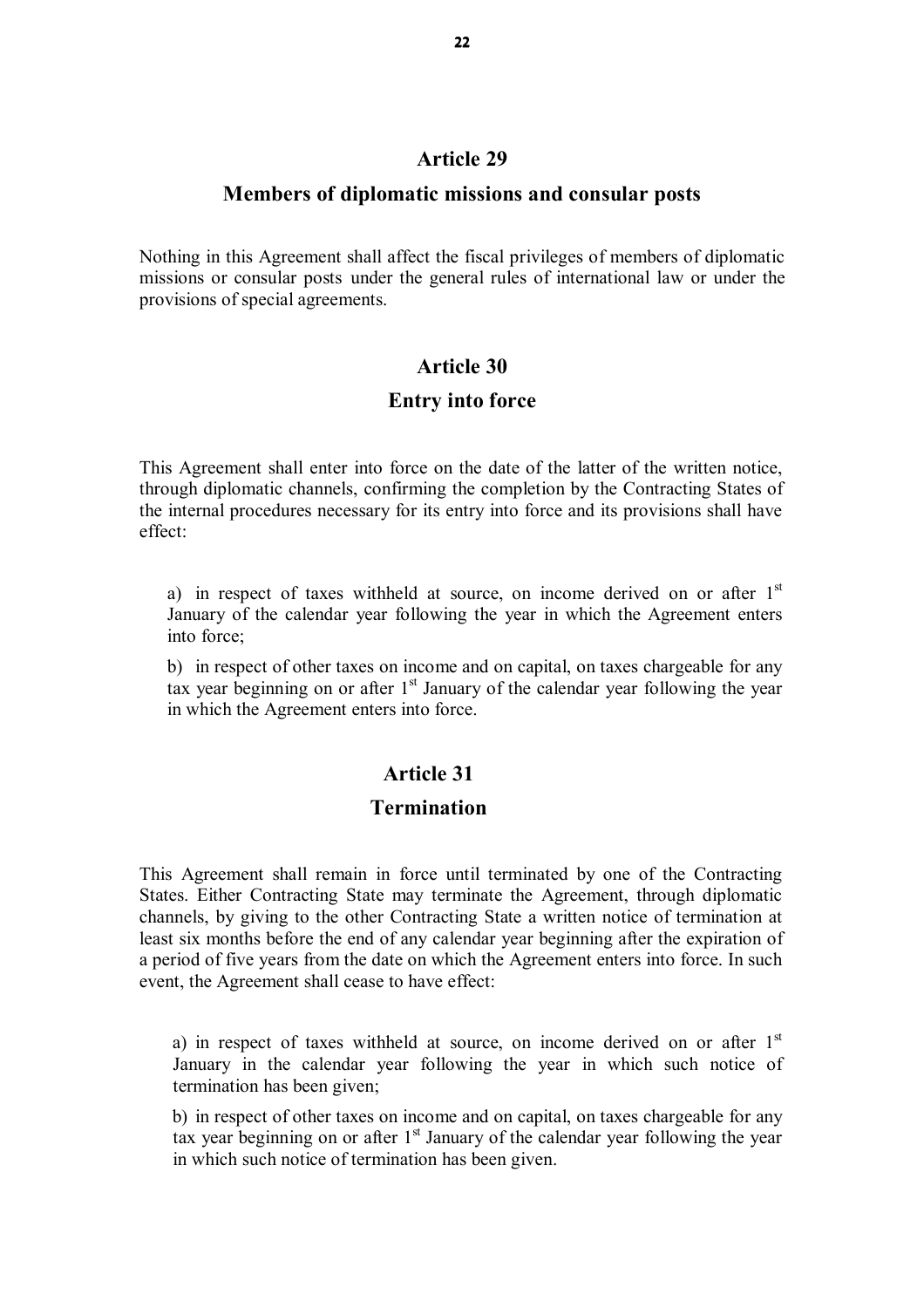## Article 29

## Members of diplomatic missions and consular posts

Nothing in this Agreement shall affect the fiscal privileges of members of diplomatic missions or consular posts under the general rules of international law or under the provisions of special agreements.

## Article 30

## Entry into force

This Agreement shall enter into force on the date of the latter of the written notice, through diplomatic channels, confirming the completion by the Contracting States of the internal procedures necessary for its entry into force and its provisions shall have effect:

a) in respect of taxes withheld at source, on income derived on or after 1st January of the calendar year following the year in which the Agreement enters into force;

b) in respect of other taxes on income and on capital, on taxes chargeable for any tax year beginning on or after 1st January of the calendar year following the year in which the Agreement enters into force.

## Article 31

## Termination

This Agreement shall remain in force until terminated by one of the Contracting States. Either Contracting State may terminate the Agreement, through diplomatic channels, by giving to the other Contracting State a written notice of termination at least six months before the end of any calendar year beginning after the expiration of a period of five years from the date on which the Agreement enters into force. In such event, the Agreement shall cease to have effect:

a) in respect of taxes withheld at source, on income derived on or after 1st January in the calendar year following the year in which such notice of termination has been given;

b) in respect of other taxes on income and on capital, on taxes chargeable for any tax year beginning on or after 1st January of the calendar year following the year in which such notice of termination has been given.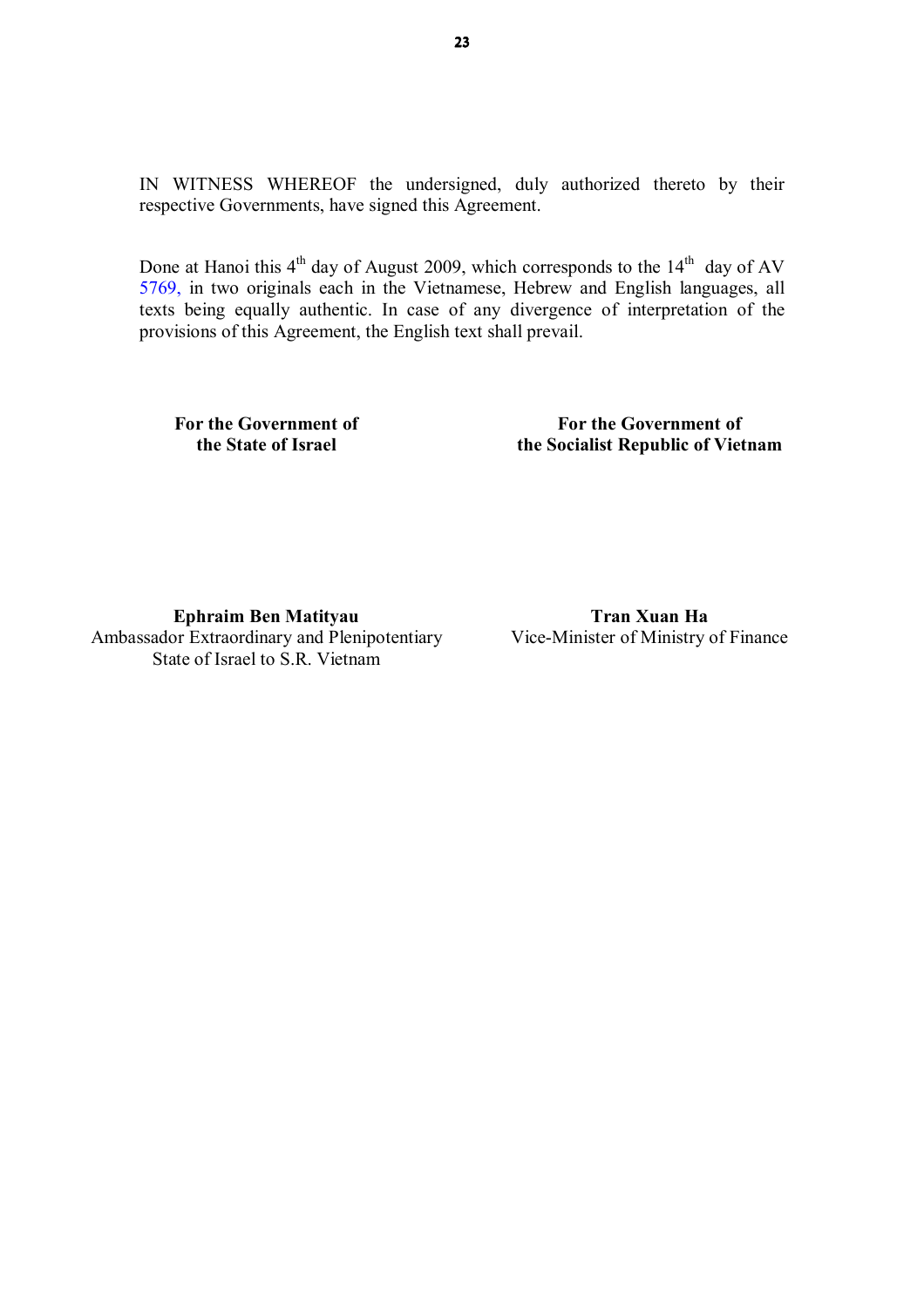IN WITNESS WHEREOF the undersigned, duly authorized thereto by their respective Governments, have signed this Agreement.

Done at Hanoi this 4th day of August 2009, which corresponds to the 14th day of AV 5769, in two originals each in the Vietnamese, Hebrew and English languages, all texts being equally authentic. In case of any divergence of interpretation of the provisions of this Agreement, the English text shall prevail.

| | |
|---|---|
| **For the Government of the State of Israel** | **For the Government of the Socialist Republic of Vietnam** |
| **Ephraim Ben Matityau**<br>Ambassador Extraordinary and Plenipotentiary<br>State of Israel to S.R. Vietnam | **Tran Xuan Ha**<br>Vice-Minister of Ministry of Finance |